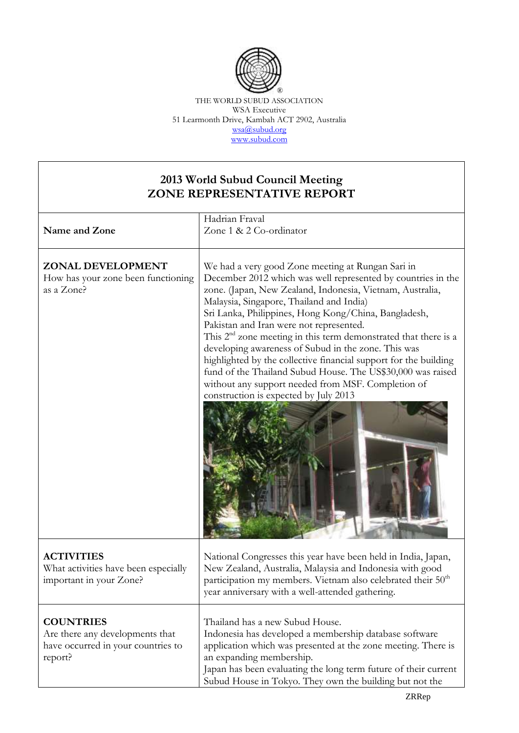THE WORLD SUBUD ASSOCIATION
WSA Executive
51 Learmonth Drive, Kambah ACT 2902, Australia
wsa@subud.org
www.subud.com

# 2013 World Subud Council Meeting
# ZONE REPRESENTATIVE REPORT

| | |
|---|---|
| **Name and Zone** | Hadrian Fraval<br>Zone 1 & 2 Co-ordinator |
| **ZONAL DEVELOPMENT**<br>How has your zone been functioning as a Zone? | We had a very good Zone meeting at Rungan Sari in December 2012 which was well represented by countries in the zone. (Japan, New Zealand, Indonesia, Vietnam, Australia, Malaysia, Singapore, Thailand and India)<br>Sri Lanka, Philippines, Hong Kong/China, Bangladesh, Pakistan and Iran were not represented.<br>This 2nd zone meeting in this term demonstrated that there is a developing awareness of Subud in the zone. This was highlighted by the collective financial support for the building fund of the Thailand Subud House. The US$30,000 was raised without any support needed from MSF. Completion of construction is expected by July 2013 |
| **ACTIVITIES**<br>What activities have been especially important in your Zone? | National Congresses this year have been held in India, Japan, New Zealand, Australia, Malaysia and Indonesia with good participation my members. Vietnam also celebrated their 50th year anniversary with a well-attended gathering. |
| **COUNTRIES**<br>Are there any developments that have occurred in your countries to report? | Thailand has a new Subud House.<br>Indonesia has developed a membership database software application which was presented at the zone meeting. There is an expanding membership.<br>Japan has been evaluating the long term future of their current Subud House in Tokyo. They own the building but not the |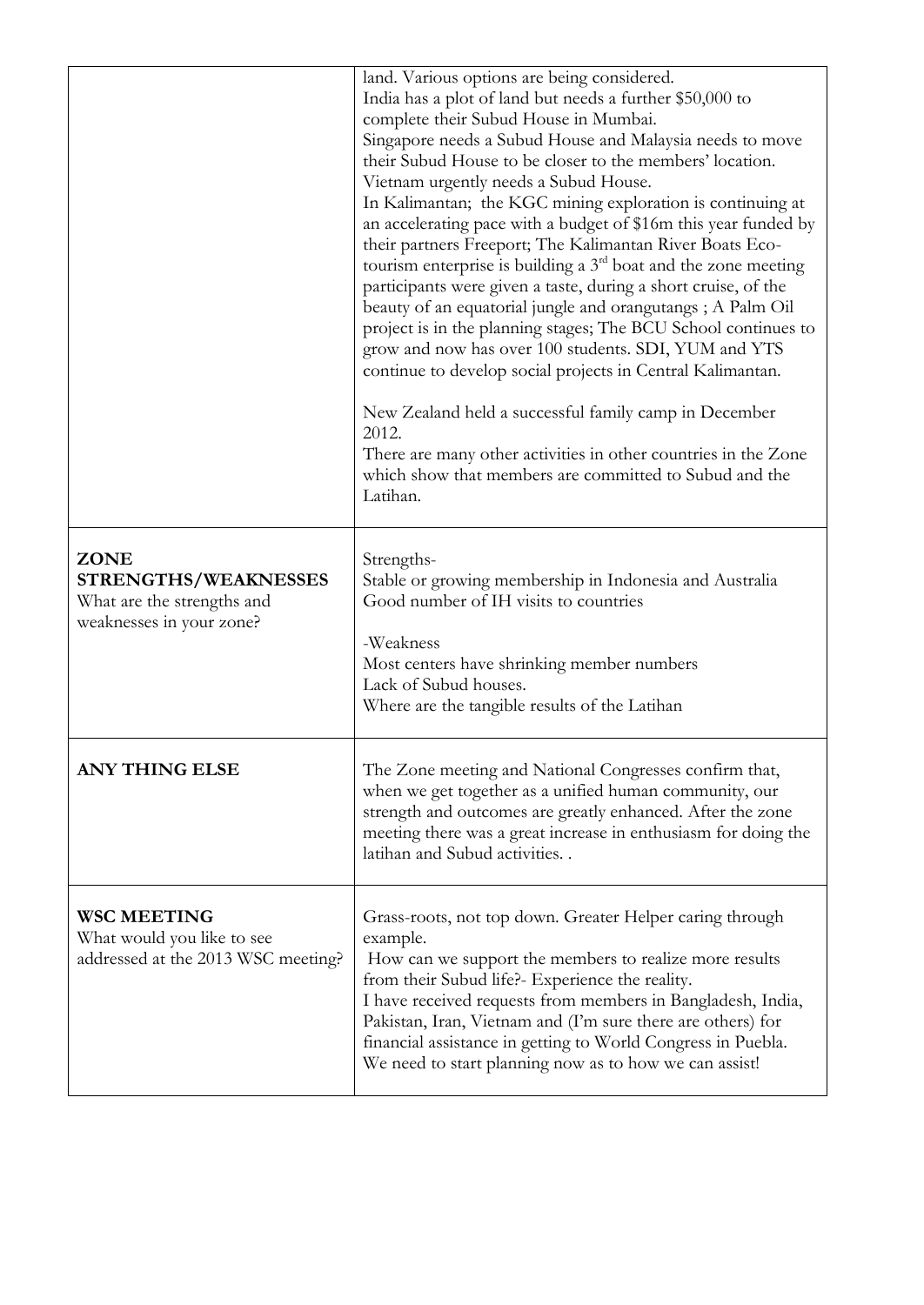| | |
|---|---|
| | land. Various options are being considered.<br>India has a plot of land but needs a further $50,000 to complete their Subud House in Mumbai.<br>Singapore needs a Subud House and Malaysia needs to move their Subud House to be closer to the members' location.<br>Vietnam urgently needs a Subud House.<br>In Kalimantan; the KGC mining exploration is continuing at an accelerating pace with a budget of $16m this year funded by their partners Freeport; The Kalimantan River Boats Eco-tourism enterprise is building a 3rd boat and the zone meeting participants were given a taste, during a short cruise, of the beauty of an equatorial jungle and orangutangs ; A Palm Oil project is in the planning stages; The BCU School continues to grow and now has over 100 students. SDI, YUM and YTS continue to develop social projects in Central Kalimantan.<br><br>New Zealand held a successful family camp in December 2012.<br>There are many other activities in other countries in the Zone which show that members are committed to Subud and the Latihan. |
| **ZONE STRENGTHS/WEAKNESSES**<br>What are the strengths and weaknesses in your zone? | Strengths-<br>Stable or growing membership in Indonesia and Australia<br>Good number of IH visits to countries<br><br>-Weakness<br>Most centers have shrinking member numbers<br>Lack of Subud houses.<br>Where are the tangible results of the Latihan |
| **ANY THING ELSE** | The Zone meeting and National Congresses confirm that, when we get together as a unified human community, our strength and outcomes are greatly enhanced. After the zone meeting there was a great increase in enthusiasm for doing the latihan and Subud activities. . |
| **WSC MEETING**<br>What would you like to see addressed at the 2013 WSC meeting? | Grass-roots, not top down. Greater Helper caring through example.<br>How can we support the members to realize more results from their Subud life?- Experience the reality.<br>I have received requests from members in Bangladesh, India, Pakistan, Iran, Vietnam and (I'm sure there are others) for financial assistance in getting to World Congress in Puebla. We need to start planning now as to how we can assist! |